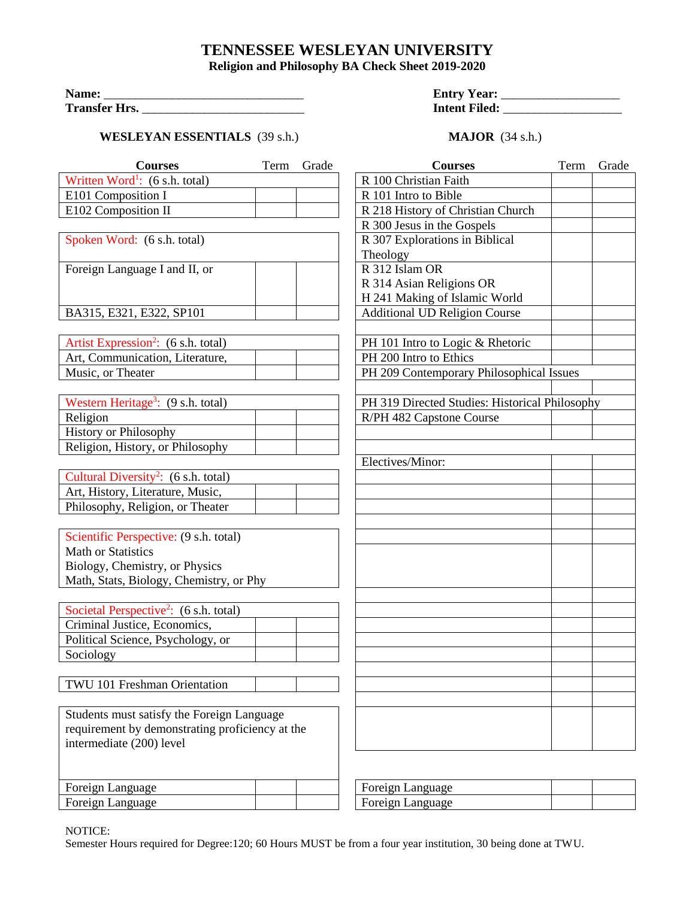# TENNESSEE WESLEYAN UNIVERSITY

## Religion and Philosophy BA Check Sheet 2019-2020

**Name:** ______________________________

**Transfer Hrs.** __________________________

**Entry Year:** __________________

**Intent Filed:** __________________

### WESLEYAN ESSENTIALS (39 s.h.)

| Courses | Term | Grade |
|---|---|---|
| Written Word[1]: (6 s.h. total) | | |
| E101 Composition I | | |
| E102 Composition II | | |
| | | |
| Spoken Word: (6 s.h. total) | | |
| Foreign Language I and II, or | | |
| BA315, E321, E322, SP101 | | |
| | | |
| Artist Expression[2]: (6 s.h. total) | | |
| Art, Communication, Literature, | | |
| Music, or Theater | | |
| | | |
| Western Heritage[3]: (9 s.h. total) | | |
| Religion | | |
| History or Philosophy | | |
| Religion, History, or Philosophy | | |
| | | |
| Cultural Diversity[2]: (6 s.h. total) | | |
| Art, History, Literature, Music, | | |
| Philosophy, Religion, or Theater | | |
| | | |
| Scientific Perspective: (9 s.h. total) Math or Statistics; Biology, Chemistry, or Physics; Math, Stats, Biology, Chemistry, or Phy | | |
| | | |
| Societal Perspective[2]: (6 s.h. total) | | |
| Criminal Justice, Economics, | | |
| Political Science, Psychology, or | | |
| Sociology | | |
| | | |
| TWU 101 Freshman Orientation | | |
| | | |
| Students must satisfy the Foreign Language requirement by demonstrating proficiency at the intermediate (200) level | | |
| Foreign Language | | |
| Foreign Language | | |

### MAJOR (34 s.h.)

| Courses | Term | Grade |
|---|---|---|
| R 100 Christian Faith | | |
| R 101 Intro to Bible | | |
| R 218 History of Christian Church | | |
| R 300 Jesus in the Gospels | | |
| R 307 Explorations in Biblical Theology | | |
| R 312 Islam OR R 314 Asian Religions OR H 241 Making of Islamic World | | |
| Additional UD Religion Course | | |
| | | |
| PH 101 Intro to Logic & Rhetoric | | |
| PH 200 Intro to Ethics | | |
| PH 209 Contemporary Philosophical Issues | | |
| | | |
| PH 319 Directed Studies: Historical Philosophy | | |
| R/PH 482 Capstone Course | | |
| | | |
| | | |
| Electives/Minor: | | |
| | | |
| | | |
| | | |
| | | |
| | | |
| | | |
| | | |
| | | |
| | | |
| | | |
| | | |
| | | |
| | | |
| | | |
| | | |
| Foreign Language | | |
| Foreign Language | | |

NOTICE:
Semester Hours required for Degree:120; 60 Hours MUST be from a four year institution, 30 being done at TWU.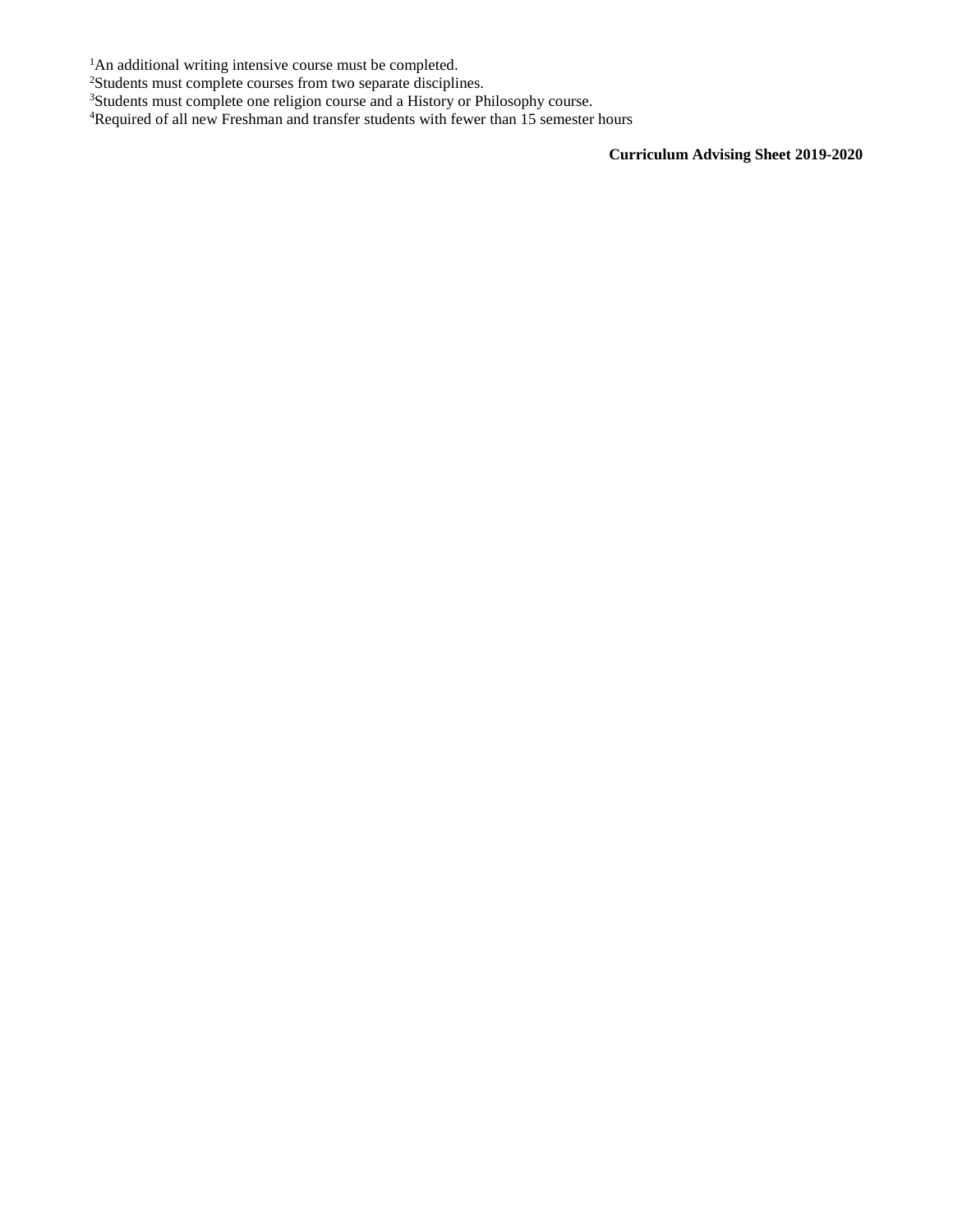[1]An additional writing intensive course must be completed.
[2]Students must complete courses from two separate disciplines.
[3]Students must complete one religion course and a History or Philosophy course.
[4]Required of all new Freshman and transfer students with fewer than 15 semester hours

**Curriculum Advising Sheet 2019-2020**